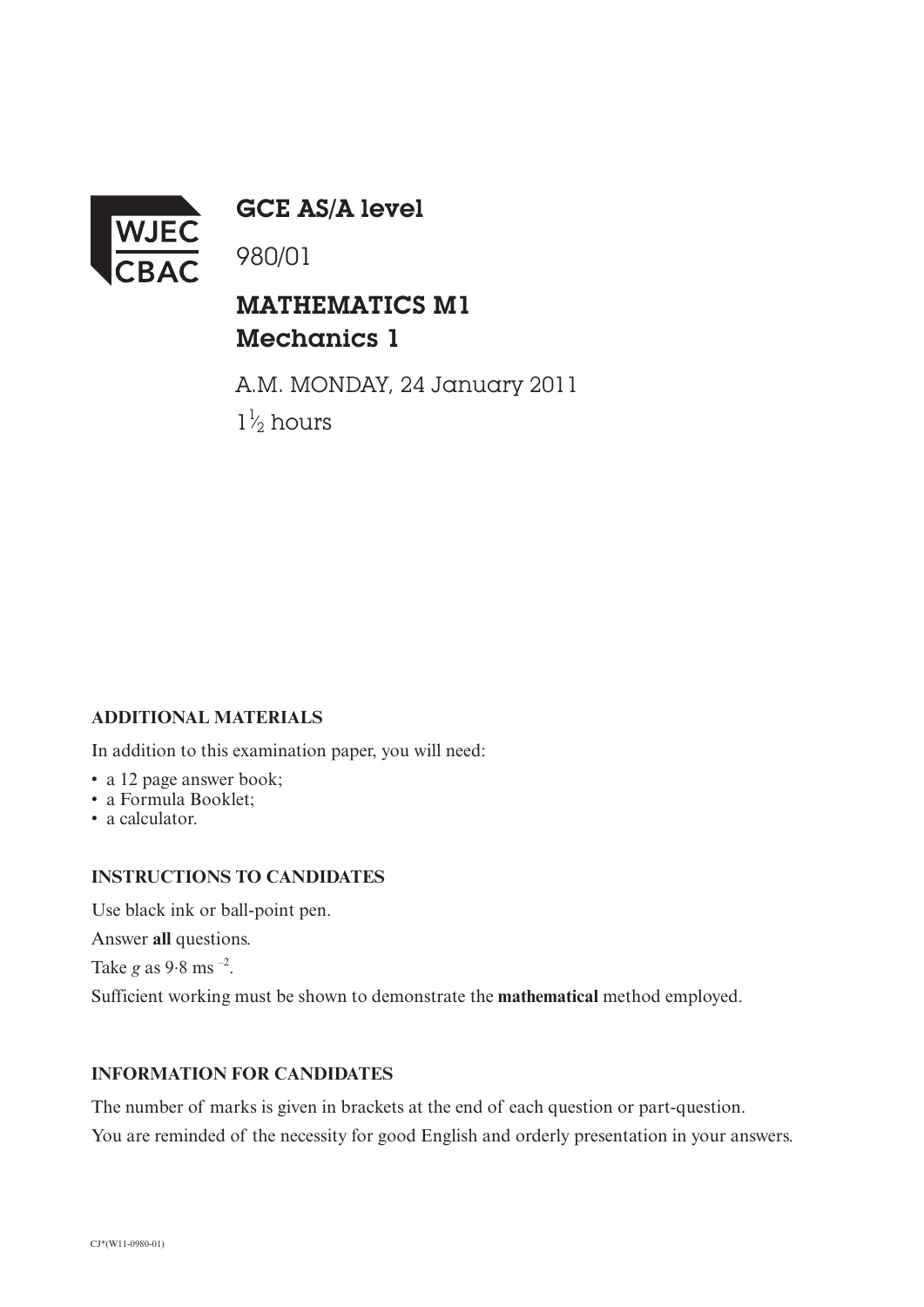WJEC
CBAC

# GCE AS/A level

980/01

## MATHEMATICS M1
## Mechanics 1

A.M. MONDAY, 24 January 2011

$1\frac{1}{2}$ hours

**ADDITIONAL MATERIALS**

In addition to this examination paper, you will need:

- a 12 page answer book;
- a Formula Booklet;
- a calculator.

**INSTRUCTIONS TO CANDIDATES**

Use black ink or ball-point pen.

Answer **all** questions.

Take $g$ as $9{\cdot}8\ \text{ms}^{-2}$.

Sufficient working must be shown to demonstrate the **mathematical** method employed.

**INFORMATION FOR CANDIDATES**

The number of marks is given in brackets at the end of each question or part-question.

You are reminded of the necessity for good English and orderly presentation in your answers.

CJ*(W11-0980-01)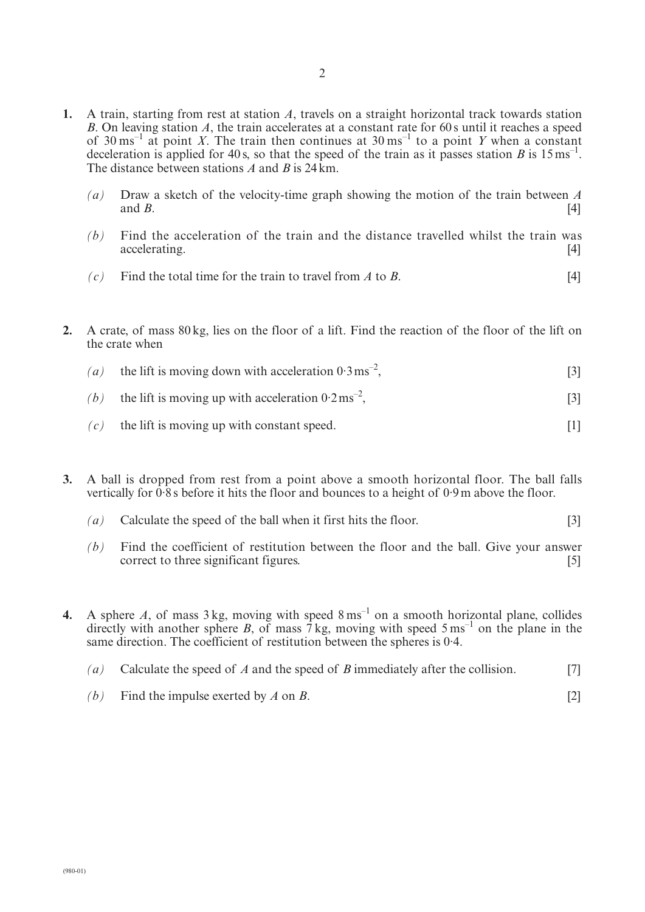1. A train, starting from rest at station $A$, travels on a straight horizontal track towards station $B$. On leaving station $A$, the train accelerates at a constant rate for 60 s until it reaches a speed of $30\,\text{ms}^{-1}$ at point $X$. The train then continues at $30\,\text{ms}^{-1}$ to a point $Y$ when a constant deceleration is applied for 40 s, so that the speed of the train as it passes station $B$ is $15\,\text{ms}^{-1}$. The distance between stations $A$ and $B$ is 24 km.

   *(a)* Draw a sketch of the velocity-time graph showing the motion of the train between $A$ and $B$. [4]

   *(b)* Find the acceleration of the train and the distance travelled whilst the train was accelerating. [4]

   *(c)* Find the total time for the train to travel from $A$ to $B$. [4]

2. A crate, of mass 80 kg, lies on the floor of a lift. Find the reaction of the floor of the lift on the crate when

   *(a)* the lift is moving down with acceleration $0{\cdot}3\,\text{ms}^{-2}$, [3]

   *(b)* the lift is moving up with acceleration $0{\cdot}2\,\text{ms}^{-2}$, [3]

   *(c)* the lift is moving up with constant speed. [1]

3. A ball is dropped from rest from a point above a smooth horizontal floor. The ball falls vertically for 0·8 s before it hits the floor and bounces to a height of 0·9 m above the floor.

   *(a)* Calculate the speed of the ball when it first hits the floor. [3]

   *(b)* Find the coefficient of restitution between the floor and the ball. Give your answer correct to three significant figures. [5]

4. A sphere $A$, of mass 3 kg, moving with speed $8\,\text{ms}^{-1}$ on a smooth horizontal plane, collides directly with another sphere $B$, of mass 7 kg, moving with speed $5\,\text{ms}^{-1}$ on the plane in the same direction. The coefficient of restitution between the spheres is 0·4.

   *(a)* Calculate the speed of $A$ and the speed of $B$ immediately after the collision. [7]

   *(b)* Find the impulse exerted by $A$ on $B$. [2]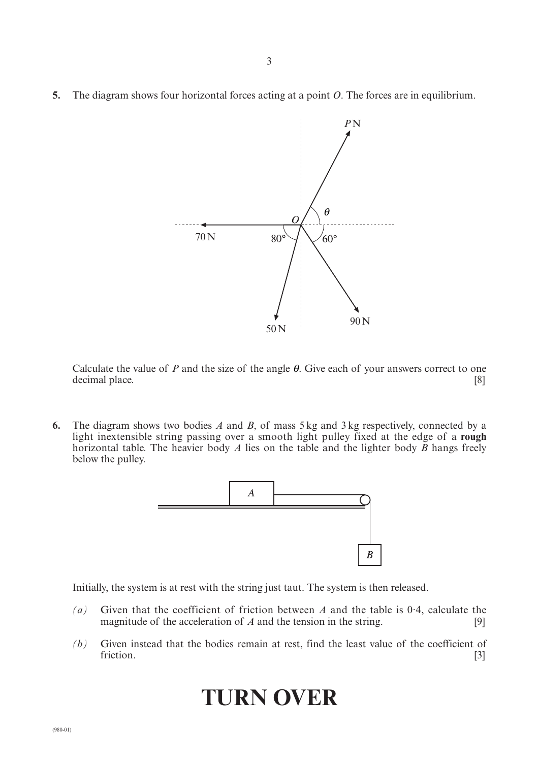**5.** The diagram shows four horizontal forces acting at a point $O$. The forces are in equilibrium.

Calculate the value of $P$ and the size of the angle $\theta$. Give each of your answers correct to one decimal place. [8]

**6.** The diagram shows two bodies $A$ and $B$, of mass 5 kg and 3 kg respectively, connected by a light inextensible string passing over a smooth light pulley fixed at the edge of a **rough** horizontal table. The heavier body $A$ lies on the table and the lighter body $B$ hangs freely below the pulley.

Initially, the system is at rest with the string just taut. The system is then released.

*(a)* Given that the coefficient of friction between $A$ and the table is 0·4, calculate the magnitude of the acceleration of $A$ and the tension in the string. [9]

*(b)* Given instead that the bodies remain at rest, find the least value of the coefficient of friction. [3]

# TURN OVER

(980-01)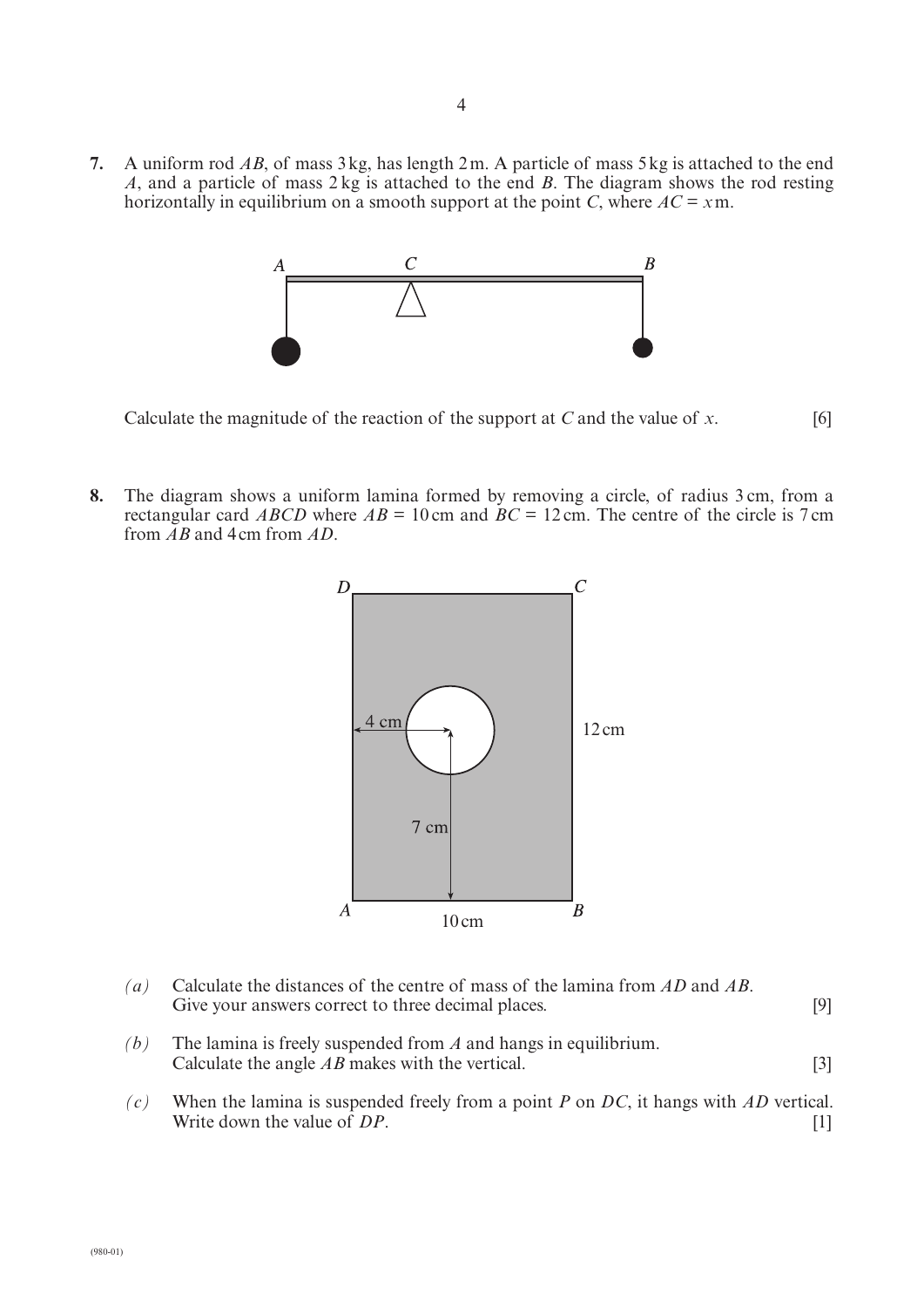7. A uniform rod $AB$, of mass 3 kg, has length 2 m. A particle of mass 5 kg is attached to the end $A$, and a particle of mass 2 kg is attached to the end $B$. The diagram shows the rod resting horizontally in equilibrium on a smooth support at the point $C$, where $AC = x$ m.

A C B

Calculate the magnitude of the reaction of the support at $C$ and the value of $x$. [6]

8. The diagram shows a uniform lamina formed by removing a circle, of radius 3 cm, from a rectangular card $ABCD$ where $AB = 10$ cm and $BC = 12$ cm. The centre of the circle is 7 cm from $AB$ and 4 cm from $AD$.

D C

4 cm

12 cm

7 cm

A 10 cm B

*(a)* Calculate the distances of the centre of mass of the lamina from $AD$ and $AB$. Give your answers correct to three decimal places. [9]

*(b)* The lamina is freely suspended from $A$ and hangs in equilibrium. Calculate the angle $AB$ makes with the vertical. [3]

*(c)* When the lamina is suspended freely from a point $P$ on $DC$, it hangs with $AD$ vertical. Write down the value of $DP$. [1]